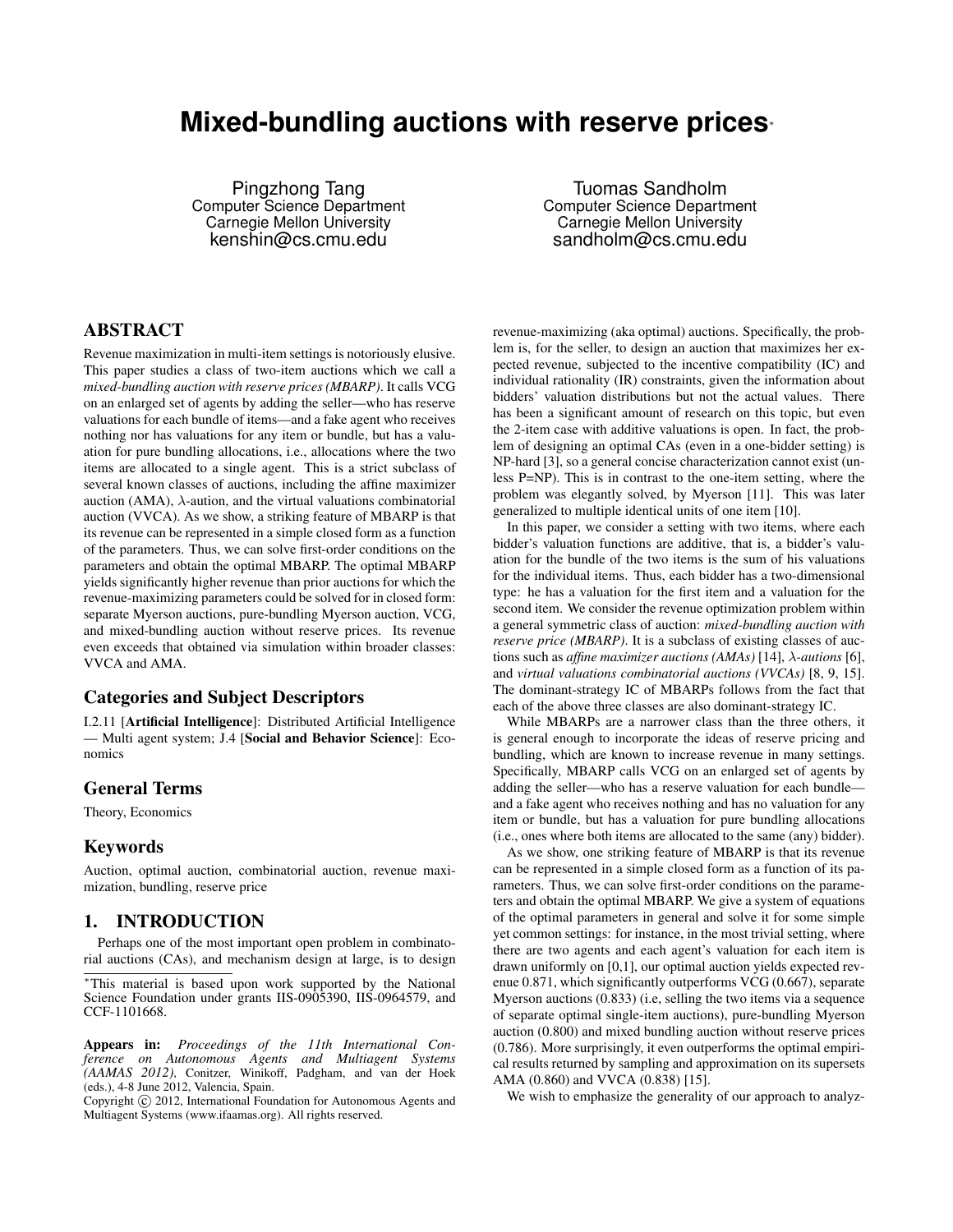# Mixed-bundling auctions with reserve prices*

Pingzhong Tang
Computer Science Department
Carnegie Mellon University
kenshin@cs.cmu.edu

Tuomas Sandholm
Computer Science Department
Carnegie Mellon University
sandholm@cs.cmu.edu

## ABSTRACT

Revenue maximization in multi-item settings is notoriously elusive. This paper studies a class of two-item auctions which we call a *mixed-bundling auction with reserve prices (MBARP)*. It calls VCG on an enlarged set of agents by adding the seller—who has reserve valuations for each bundle of items—and a fake agent who receives nothing nor has valuations for any item or bundle, but has a valuation for pure bundling allocations, i.e., allocations where the two items are allocated to a single agent. This is a strict subclass of several known classes of auctions, including the affine maximizer auction (AMA), $\lambda$-aution, and the virtual valuations combinatorial auction (VVCA). As we show, a striking feature of MBARP is that its revenue can be represented in a simple closed form as a function of the parameters. Thus, we can solve first-order conditions on the parameters and obtain the optimal MBARP. The optimal MBARP yields significantly higher revenue than prior auctions for which the revenue-maximizing parameters could be solved for in closed form: separate Myerson auctions, pure-bundling Myerson auction, VCG, and mixed-bundling auction without reserve prices. Its revenue even exceeds that obtained via simulation within broader classes: VVCA and AMA.

### Categories and Subject Descriptors

I.2.11 [**Artificial Intelligence**]: Distributed Artificial Intelligence — Multi agent system; J.4 [**Social and Behavior Science**]: Economics

### General Terms

Theory, Economics

### Keywords

Auction, optimal auction, combinatorial auction, revenue maximization, bundling, reserve price

## 1. INTRODUCTION

Perhaps one of the most important open problem in combinatorial auctions (CAs), and mechanism design at large, is to design revenue-maximizing (aka optimal) auctions. Specifically, the problem is, for the seller, to design an auction that maximizes her expected revenue, subjected to the incentive compatibility (IC) and individual rationality (IR) constraints, given the information about bidders' valuation distributions but not the actual values. There has been a significant amount of research on this topic, but even the 2-item case with additive valuations is open. In fact, the problem of designing an optimal CAs (even in a one-bidder setting) is NP-hard [3], so a general concise characterization cannot exist (unless P=NP). This is in contrast to the one-item setting, where the problem was elegantly solved, by Myerson [11]. This was later generalized to multiple identical units of one item [10].

In this paper, we consider a setting with two items, where each bidder's valuation functions are additive, that is, a bidder's valuation for the bundle of the two items is the sum of his valuations for the individual items. Thus, each bidder has a two-dimensional type: he has a valuation for the first item and a valuation for the second item. We consider the revenue optimization problem within a general symmetric class of auction: *mixed-bundling auction with reserve price (MBARP)*. It is a subclass of existing classes of auctions such as *affine maximizer auctions (AMAs)* [14], *$\lambda$-autions* [6], and *virtual valuations combinatorial auctions (VVCAs)* [8, 9, 15]. The dominant-strategy IC of MBARPs follows from the fact that each of the above three classes are also dominant-strategy IC.

While MBARPs are a narrower class than the three others, it is general enough to incorporate the ideas of reserve pricing and bundling, which are known to increase revenue in many settings. Specifically, MBARP calls VCG on an enlarged set of agents by adding the seller—who has a reserve valuation for each bundle—and a fake agent who receives nothing and has no valuation for any item or bundle, but has a valuation for pure bundling allocations (i.e., ones where both items are allocated to the same (any) bidder).

As we show, one striking feature of MBARP is that its revenue can be represented in a simple closed form as a function of its parameters. Thus, we can solve first-order conditions on the parameters and obtain the optimal MBARP. We give a system of equations of the optimal parameters in general and solve it for some simple yet common settings: for instance, in the most trivial setting, where there are two agents and each agent's valuation for each item is drawn uniformly on [0,1], our optimal auction yields expected revenue 0.871, which significantly outperforms VCG (0.667), separate Myerson auctions (0.833) (i.e, selling the two items via a sequence of separate optimal single-item auctions), pure-bundling Myerson auction (0.800) and mixed bundling auction without reserve prices (0.786). More surprisingly, it even outperforms the optimal empirical results returned by sampling and approximation on its supersets AMA (0.860) and VVCA (0.838) [15].

We wish to emphasize the generality of our approach to analyz-

---

*This material is based upon work supported by the National Science Foundation under grants IIS-0905390, IIS-0964579, and CCF-1101668.

**Appears in:** *Proceedings of the 11th International Conference on Autonomous Agents and Multiagent Systems (AAMAS 2012)*, Conitzer, Winikoff, Padgham, and van der Hoek (eds.), 4-8 June 2012, Valencia, Spain.
Copyright © 2012, International Foundation for Autonomous Agents and Multiagent Systems (www.ifaamas.org). All rights reserved.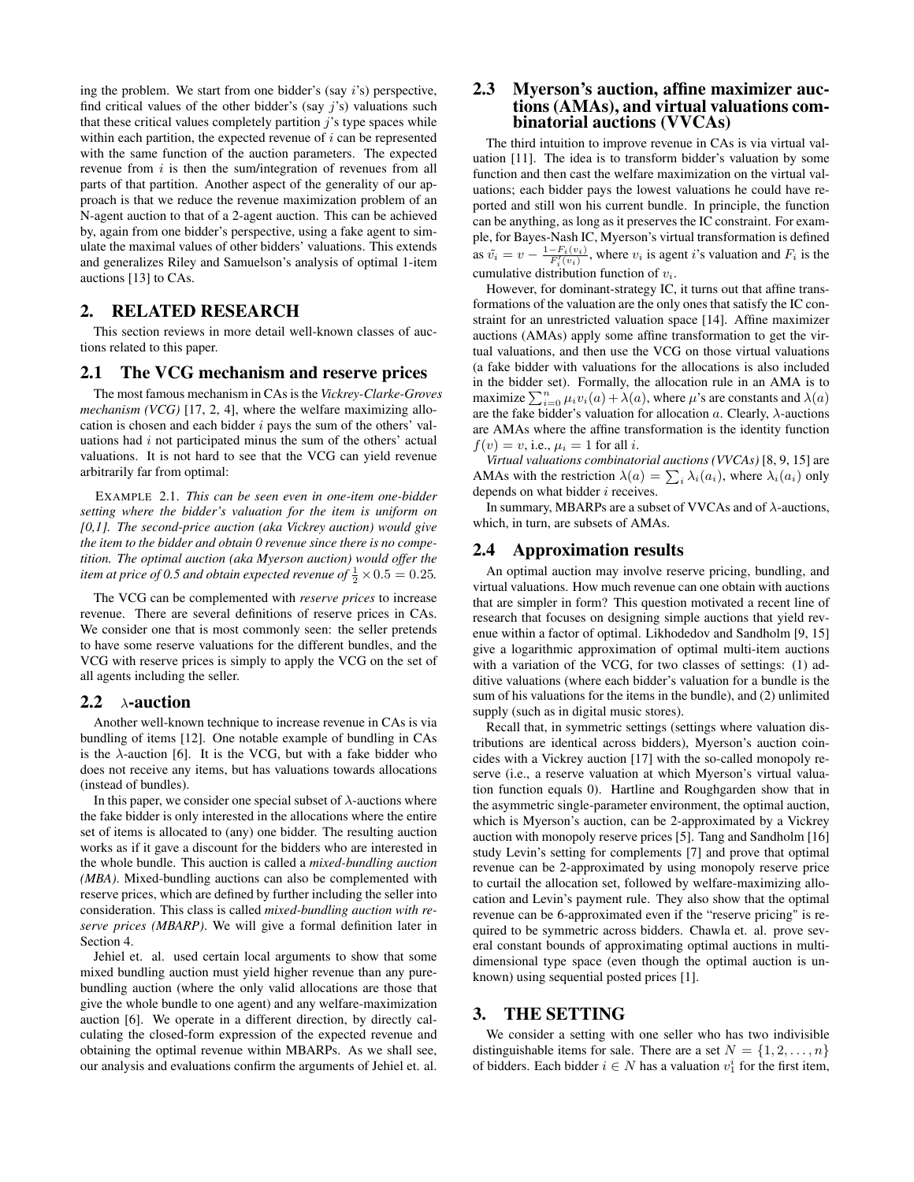ing the problem. We start from one bidder's (say $i$'s) perspective, find critical values of the other bidder's (say $j$'s) valuations such that these critical values completely partition $j$'s type spaces while within each partition, the expected revenue of $i$ can be represented with the same function of the auction parameters. The expected revenue from $i$ is then the sum/integration of revenues from all parts of that partition. Another aspect of the generality of our approach is that we reduce the revenue maximization problem of an N-agent auction to that of a 2-agent auction. This can be achieved by, again from one bidder's perspective, using a fake agent to simulate the maximal values of other bidders' valuations. This extends and generalizes Riley and Samuelson's analysis of optimal 1-item auctions [13] to CAs.

## 2. RELATED RESEARCH

This section reviews in more detail well-known classes of auctions related to this paper.

### 2.1 The VCG mechanism and reserve prices

The most famous mechanism in CAs is the *Vickrey-Clarke-Groves mechanism (VCG)* [17, 2, 4], where the welfare maximizing allocation is chosen and each bidder $i$ pays the sum of the others' valuations had $i$ not participated minus the sum of the others' actual valuations. It is not hard to see that the VCG can yield revenue arbitrarily far from optimal:

EXAMPLE 2.1. *This can be seen even in one-item one-bidder setting where the bidder's valuation for the item is uniform on [0,1]. The second-price auction (aka Vickrey auction) would give the item to the bidder and obtain 0 revenue since there is no competition. The optimal auction (aka Myerson auction) would offer the item at price of 0.5 and obtain expected revenue of $\frac{1}{2} \times 0.5 = 0.25$.*

The VCG can be complemented with *reserve prices* to increase revenue. There are several definitions of reserve prices in CAs. We consider one that is most commonly seen: the seller pretends to have some reserve valuations for the different bundles, and the VCG with reserve prices is simply to apply the VCG on the set of all agents including the seller.

### 2.2 $\lambda$-auction

Another well-known technique to increase revenue in CAs is via bundling of items [12]. One notable example of bundling in CAs is the $\lambda$-auction [6]. It is the VCG, but with a fake bidder who does not receive any items, but has valuations towards allocations (instead of bundles).

In this paper, we consider one special subset of $\lambda$-auctions where the fake bidder is only interested in the allocations where the entire set of items is allocated to (any) one bidder. The resulting auction works as if it gave a discount for the bidders who are interested in the whole bundle. This auction is called a *mixed-bundling auction (MBA)*. Mixed-bundling auctions can also be complemented with reserve prices, which are defined by further including the seller into consideration. This class is called *mixed-bundling auction with reserve prices (MBARP)*. We will give a formal definition later in Section 4.

Jehiel et. al. used certain local arguments to show that some mixed bundling auction must yield higher revenue than any pure-bundling auction (where the only valid allocations are those that give the whole bundle to one agent) and any welfare-maximization auction [6]. We operate in a different direction, by directly calculating the closed-form expression of the expected revenue and obtaining the optimal revenue within MBARPs. As we shall see, our analysis and evaluations confirm the arguments of Jehiel et. al.

### 2.3 Myerson's auction, affine maximizer auctions (AMAs), and virtual valuations combinatorial auctions (VVCAs)

The third intuition to improve revenue in CAs is via virtual valuation [11]. The idea is to transform bidder's valuation by some function and then cast the welfare maximization on the virtual valuations; each bidder pays the lowest valuations he could have reported and still won his current bundle. In principle, the function can be anything, as long as it preserves the IC constraint. For example, for Bayes-Nash IC, Myerson's virtual transformation is defined as $\tilde{v_i} = v - \frac{1-F_i(v_i)}{F_i'(v_i)}$, where $v_i$ is agent $i$'s valuation and $F_i$ is the cumulative distribution function of $v_i$.

However, for dominant-strategy IC, it turns out that affine transformations of the valuation are the only ones that satisfy the IC constraint for an unrestricted valuation space [14]. Affine maximizer auctions (AMAs) apply some affine transformation to get the virtual valuations, and then use the VCG on those virtual valuations (a fake bidder with valuations for the allocations is also included in the bidder set). Formally, the allocation rule in an AMA is to maximize $\sum_{i=0}^{n} \mu_i v_i(a) + \lambda(a)$, where $\mu$'s are constants and $\lambda(a)$ are the fake bidder's valuation for allocation $a$. Clearly, $\lambda$-auctions are AMAs where the affine transformation is the identity function $f(v) = v$, i.e., $\mu_i = 1$ for all $i$.

*Virtual valuations combinatorial auctions (VVCAs)* [8, 9, 15] are AMAs with the restriction $\lambda(a) = \sum_i \lambda_i(a_i)$, where $\lambda_i(a_i)$ only depends on what bidder $i$ receives.

In summary, MBARPs are a subset of VVCAs and of $\lambda$-auctions, which, in turn, are subsets of AMAs.

### 2.4 Approximation results

An optimal auction may involve reserve pricing, bundling, and virtual valuations. How much revenue can one obtain with auctions that are simpler in form? This question motivated a recent line of research that focuses on designing simple auctions that yield revenue within a factor of optimal. Likhodedov and Sandholm [9, 15] give a logarithmic approximation of optimal multi-item auctions with a variation of the VCG, for two classes of settings: (1) additive valuations (where each bidder's valuation for a bundle is the sum of his valuations for the items in the bundle), and (2) unlimited supply (such as in digital music stores).

Recall that, in symmetric settings (settings where valuation distributions are identical across bidders), Myerson's auction coincides with a Vickrey auction [17] with the so-called monopoly reserve (i.e., a reserve valuation at which Myerson's virtual valuation function equals 0). Hartline and Roughgarden show that in the asymmetric single-parameter environment, the optimal auction, which is Myerson's auction, can be 2-approximated by a Vickrey auction with monopoly reserve prices [5]. Tang and Sandholm [16] study Levin's setting for complements [7] and prove that optimal revenue can be 2-approximated by using monopoly reserve price to curtail the allocation set, followed by welfare-maximizing allocation and Levin's payment rule. They also show that the optimal revenue can be 6-approximated even if the "reserve pricing" is required to be symmetric across bidders. Chawla et. al. prove several constant bounds of approximating optimal auctions in multi-dimensional type space (even though the optimal auction is unknown) using sequential posted prices [1].

## 3. THE SETTING

We consider a setting with one seller who has two indivisible distinguishable items for sale. There are a set $N = \{1, 2, \ldots, n\}$ of bidders. Each bidder $i \in N$ has a valuation $v_1^i$ for the first item,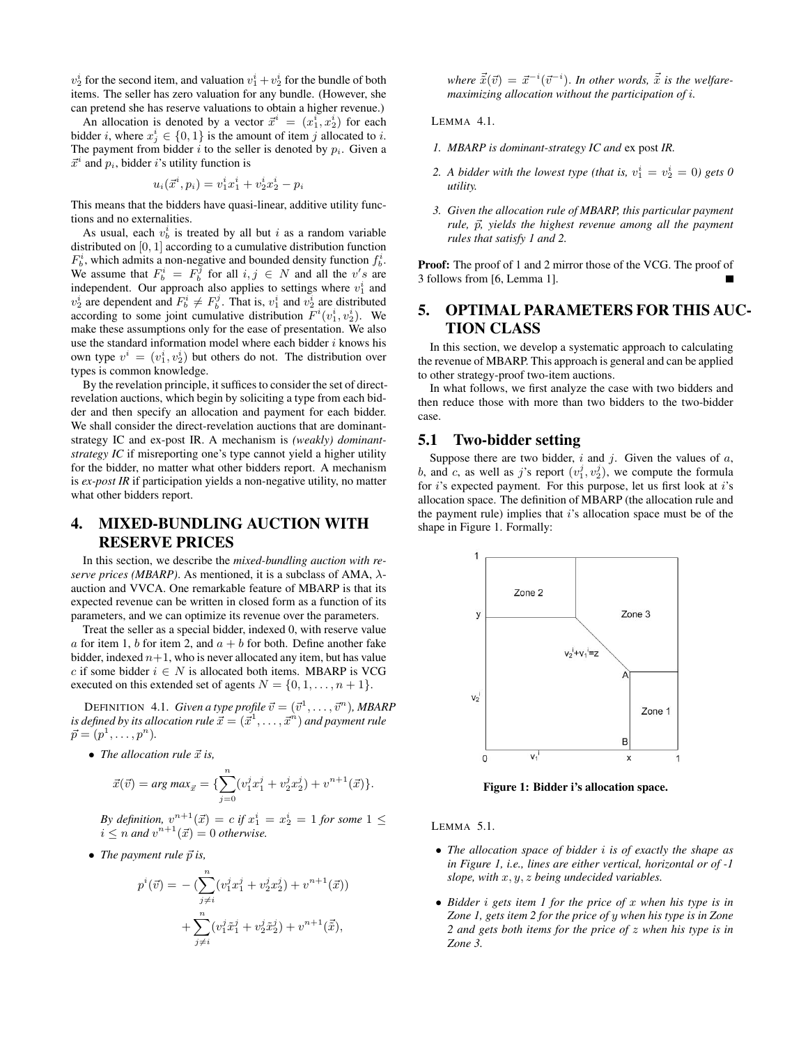$v_2^i$ for the second item, and valuation $v_1^i + v_2^i$ for the bundle of both items. The seller has zero valuation for any bundle. (However, she can pretend she has reserve valuations to obtain a higher revenue.)

An allocation is denoted by a vector $\vec{x}^i = (x_1^i, x_2^i)$ for each bidder $i$, where $x_j^i \in \{0, 1\}$ is the amount of item $j$ allocated to $i$. The payment from bidder $i$ to the seller is denoted by $p_i$. Given a $\vec{x}^i$ and $p_i$, bidder $i$'s utility function is

$$u_i(\vec{x}^i, p_i) = v_1^i x_1^i + v_2^i x_2^i - p_i$$

This means that the bidders have quasi-linear, additive utility functions and no externalities.

As usual, each $v_b^i$ is treated by all but $i$ as a random variable distributed on $[0, 1]$ according to a cumulative distribution function $F_b^i$, which admits a non-negative and bounded density function $f_b^i$. We assume that $F_b^i = F_b^j$ for all $i, j \in N$ and all the $v's$ are independent. Our approach also applies to settings where $v_1^i$ and $v_2^i$ are dependent and $F_b^i \neq F_b^j$. That is, $v_1^i$ and $v_2^i$ are distributed according to some joint cumulative distribution $F^i(v_1^i, v_2^i)$. We make these assumptions only for the ease of presentation. We also use the standard information model where each bidder $i$ knows his own type $v^i = (v_1^i, v_2^i)$ but others do not. The distribution over types is common knowledge.

By the revelation principle, it suffices to consider the set of direct-revelation auctions, which begin by soliciting a type from each bidder and then specify an allocation and payment for each bidder. We shall consider the direct-revelation auctions that are dominant-strategy IC and ex-post IR. A mechanism is *(weakly) dominant-strategy IC* if misreporting one's type cannot yield a higher utility for the bidder, no matter what other bidders report. A mechanism is *ex-post IR* if participation yields a non-negative utility, no matter what other bidders report.

# 4. MIXED-BUNDLING AUCTION WITH RESERVE PRICES

In this section, we describe the *mixed-bundling auction with reserve prices (MBARP)*. As mentioned, it is a subclass of AMA, $\lambda$-auction and VVCA. One remarkable feature of MBARP is that its expected revenue can be written in closed form as a function of its parameters, and we can optimize its revenue over the parameters.

Treat the seller as a special bidder, indexed 0, with reserve value $a$ for item 1, $b$ for item 2, and $a + b$ for both. Define another fake bidder, indexed $n+1$, who is never allocated any item, but has value $c$ if some bidder $i \in N$ is allocated both items. MBARP is VCG executed on this extended set of agents $N = \{0, 1, \ldots, n+1\}$.

DEFINITION 4.1. *Given a type profile $\vec{v} = (\vec{v}^1, \ldots, \vec{v}^n)$, MBARP is defined by its allocation rule $\vec{x} = (\vec{x}^1, \ldots, \vec{x}^n)$ and payment rule $\vec{p} = (p^1, \ldots, p^n)$.*

- *The allocation rule $\vec{x}$ is,*

$$\vec{x}(\vec{v}) = arg\ max_{\vec{x}} = \{\sum_{j=0}^{n}(v_1^j x_1^j + v_2^j x_2^j) + v^{n+1}(\vec{x})\}.$$

*By definition, $v^{n+1}(\vec{x}) = c$ if $x_1^i = x_2^i = 1$ for some $1 \leq i \leq n$ and $v^{n+1}(\vec{x}) = 0$ otherwise.*

- *The payment rule $\vec{p}$ is,*

$$p^i(\vec{v}) = -(\sum_{j \neq i}^{n}(v_1^j x_1^j + v_2^j x_2^j) + v^{n+1}(\vec{x})) + \sum_{j \neq i}^{n}(v_1^j \tilde{x}_1^j + v_2^j \tilde{x}_2^j) + v^{n+1}(\vec{\tilde{x}}),$$

*where $\vec{\tilde{x}}(\vec{v}) = \vec{x}^{-i}(\vec{v}^{-i})$. In other words, $\vec{\tilde{x}}$ is the welfare-maximizing allocation without the participation of $i$.*

LEMMA 4.1.

1. *MBARP is dominant-strategy IC and* ex post *IR.*
2. *A bidder with the lowest type (that is, $v_1^i = v_2^i = 0$) gets 0 utility.*
3. *Given the allocation rule of MBARP, this particular payment rule, $\vec{p}$, yields the highest revenue among all the payment rules that satisfy 1 and 2.*

**Proof:** The proof of 1 and 2 mirror those of the VCG. The proof of 3 follows from [6, Lemma 1]. ∎

# 5. OPTIMAL PARAMETERS FOR THIS AUCTION CLASS

In this section, we develop a systematic approach to calculating the revenue of MBARP. This approach is general and can be applied to other strategy-proof two-item auctions.

In what follows, we first analyze the case with two bidders and then reduce those with more than two bidders to the two-bidder case.

## 5.1 Two-bidder setting

Suppose there are two bidder, $i$ and $j$. Given the values of $a$, $b$, and $c$, as well as $j$'s report $(v_1^j, v_2^j)$, we compute the formula for $i$'s expected payment. For this purpose, let us first look at $i$'s allocation space. The definition of MBARP (the allocation rule and the payment rule) implies that $i$'s allocation space must be of the shape in Figure 1. Formally:

**Figure 1: Bidder i's allocation space.**

LEMMA 5.1.

- *The allocation space of bidder $i$ is of exactly the shape as in Figure 1, i.e., lines are either vertical, horizontal or of -1 slope, with $x, y, z$ being undecided variables.*
- *Bidder $i$ gets item 1 for the price of $x$ when his type is in Zone 1, gets item 2 for the price of $y$ when his type is in Zone 2 and gets both items for the price of $z$ when his type is in Zone 3.*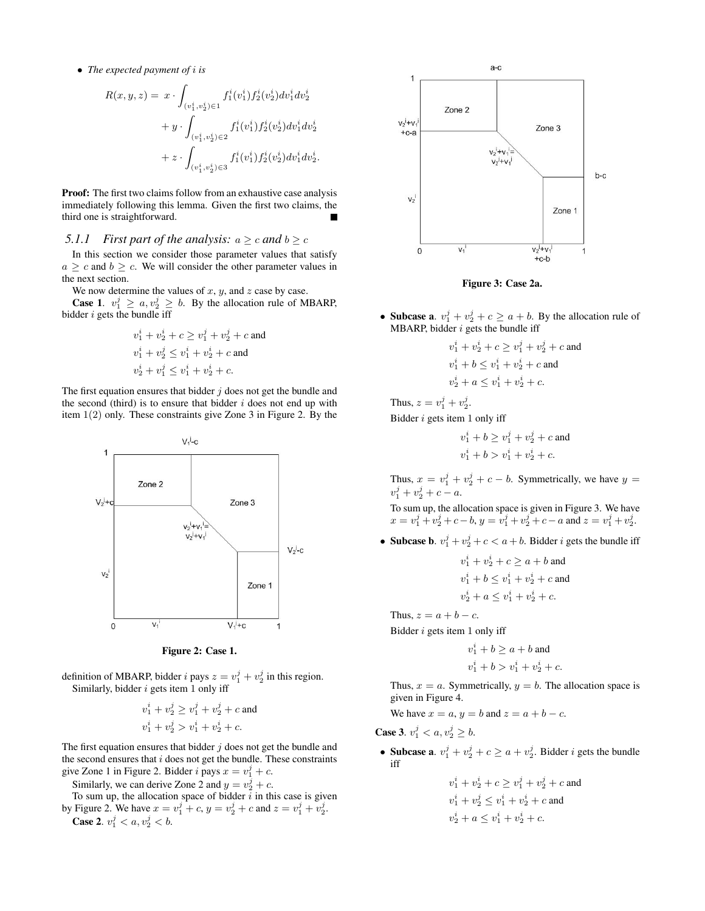- *The expected payment of $i$ is*

$$
\begin{aligned}
R(x,y,z) = \ & x \cdot \int_{(v_1^i, v_2^i) \in 1} f_1^i(v_1^i) f_2^i(v_2^i) dv_1^i dv_2^i \\
& + y \cdot \int_{(v_1^i, v_2^i) \in 2} f_1^i(v_1^i) f_2^i(v_2^i) dv_1^i dv_2^i \\
& + z \cdot \int_{(v_1^i, v_2^i) \in 3} f_1^i(v_1^i) f_2^i(v_2^i) dv_1^i dv_2^i.
\end{aligned}
$$

**Proof:** The first two claims follow from an exhaustive case analysis immediately following this lemma. Given the first two claims, the third one is straightforward. ■

### 5.1.1 First part of the analysis: $a \geq c$ and $b \geq c$

In this section we consider those parameter values that satisfy $a \geq c$ and $b \geq c$. We will consider the other parameter values in the next section.

We now determine the values of $x$, $y$, and $z$ case by case.

**Case 1**. $v_1^j \geq a, v_2^j \geq b$. By the allocation rule of MBARP, bidder $i$ gets the bundle iff

$$
\begin{aligned}
& v_1^i + v_2^i + c \geq v_1^j + v_2^j + c \text{ and} \\
& v_1^i + v_2^j \leq v_1^i + v_2^i + c \text{ and} \\
& v_2^i + v_1^j \leq v_1^i + v_2^i + c.
\end{aligned}
$$

The first equation ensures that bidder $j$ does not get the bundle and the second (third) is to ensure that bidder $i$ does not end up with item $1(2)$ only. These constraints give Zone 3 in Figure 2. By the definition of MBARP, bidder $i$ pays $z = v_1^j + v_2^j$ in this region.

Similarly, bidder $i$ gets item 1 only iff

$$
\begin{aligned}
& v_1^i + v_2^j \geq v_1^j + v_2^j + c \text{ and} \\
& v_1^i + v_2^j > v_1^i + v_2^i + c.
\end{aligned}
$$

The first equation ensures that bidder $j$ does not get the bundle and the second ensures that $i$ does not get the bundle. These constraints give Zone 1 in Figure 2. Bidder $i$ pays $x = v_1^j + c$.

Similarly, we can derive Zone 2 and $y = v_2^j + c$.

To sum up, the allocation space of bidder $i$ in this case is given by Figure 2. We have $x = v_1^j + c$, $y = v_2^j + c$ and $z = v_1^j + v_2^j$.

Figure 2: Case 1.

**Case 2**. $v_1^j < a, v_2^j < b$.

Figure 3: Case 2a.

- **Subcase a**. $v_1^j + v_2^j + c \geq a + b$. By the allocation rule of MBARP, bidder $i$ gets the bundle iff

$$
\begin{aligned}
& v_1^i + v_2^i + c \geq v_1^j + v_2^j + c \text{ and} \\
& v_1^i + b \leq v_1^i + v_2^i + c \text{ and} \\
& v_2^i + a \leq v_1^i + v_2^i + c.
\end{aligned}
$$

  Thus, $z = v_1^j + v_2^j$.

  Bidder $i$ gets item 1 only iff

$$
\begin{aligned}
& v_1^i + b \geq v_1^j + v_2^j + c \text{ and} \\
& v_1^i + b > v_1^i + v_2^i + c.
\end{aligned}
$$

  Thus, $x = v_1^j + v_2^j + c - b$. Symmetrically, we have $y = v_1^j + v_2^j + c - a$.

  To sum up, the allocation space is given in Figure 3. We have $x = v_1^j + v_2^j + c - b$, $y = v_1^j + v_2^j + c - a$ and $z = v_1^j + v_2^j$.

- **Subcase b**. $v_1^j + v_2^j + c < a + b$. Bidder $i$ gets the bundle iff

$$
\begin{aligned}
& v_1^i + v_2^i + c \geq a + b \text{ and} \\
& v_1^i + b \leq v_1^i + v_2^i + c \text{ and} \\
& v_2^i + a \leq v_1^i + v_2^i + c.
\end{aligned}
$$

  Thus, $z = a + b - c$.

  Bidder $i$ gets item 1 only iff

$$
\begin{aligned}
& v_1^i + b \geq a + b \text{ and} \\
& v_1^i + b > v_1^i + v_2^i + c.
\end{aligned}
$$

  Thus, $x = a$. Symmetrically, $y = b$. The allocation space is given in Figure 4.

  We have $x = a$, $y = b$ and $z = a + b - c$.

**Case 3**. $v_1^j < a, v_2^j \geq b$.

- **Subcase a**. $v_1^j + v_2^j + c \geq a + v_2^j$. Bidder $i$ gets the bundle iff

$$
\begin{aligned}
& v_1^i + v_2^i + c \geq v_1^j + v_2^j + c \text{ and} \\
& v_1^i + v_2^j \leq v_1^i + v_2^i + c \text{ and} \\
& v_2^i + a \leq v_1^i + v_2^i + c.
\end{aligned}
$$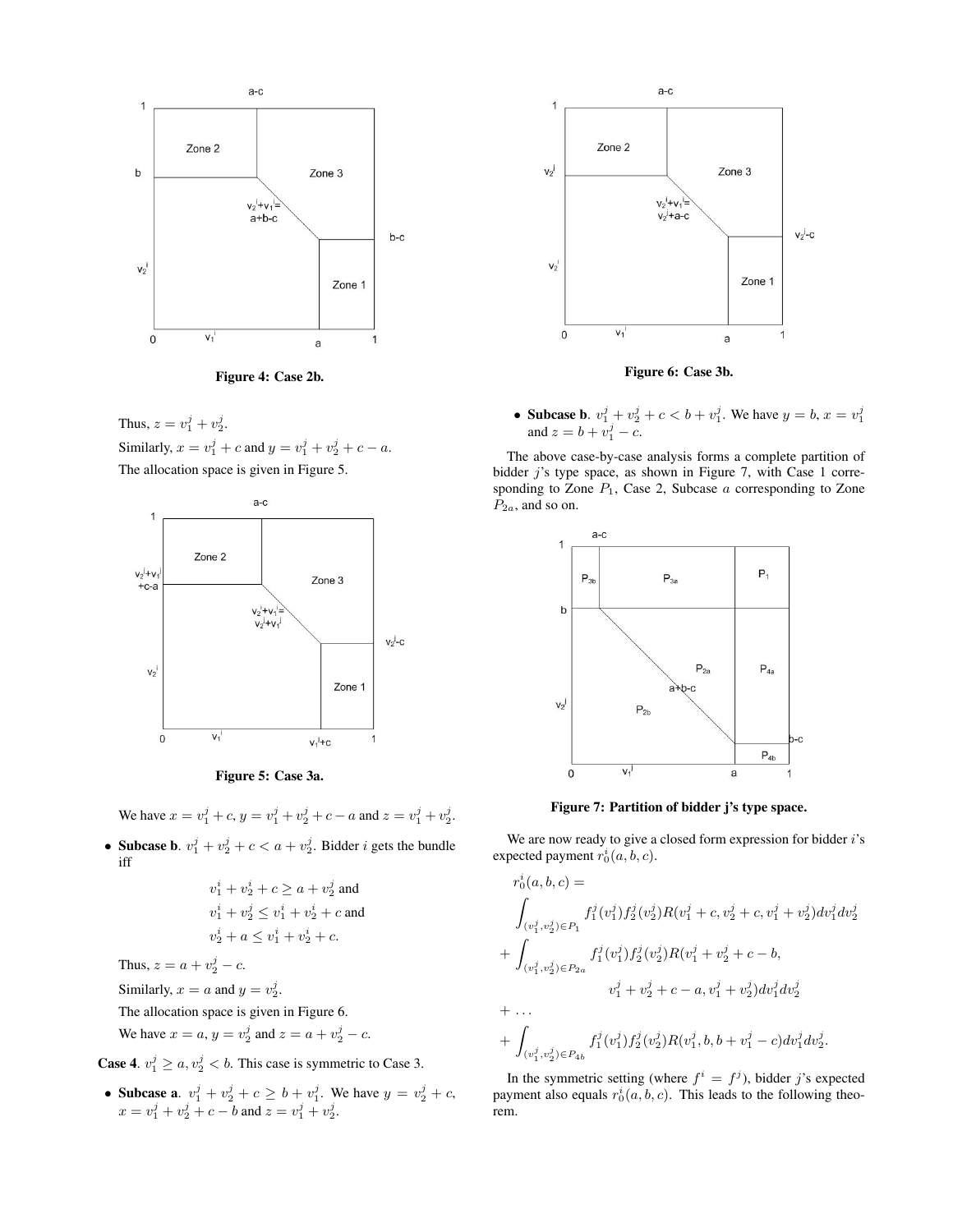Figure 4: Case 2b.

Thus, $z = v_1^j + v_2^j$.

Similarly, $x = v_1^j + c$ and $y = v_1^j + v_2^j + c - a$.

The allocation space is given in Figure 5.

Figure 5: Case 3a.

We have $x = v_1^j + c$, $y = v_1^j + v_2^j + c - a$ and $z = v_1^j + v_2^j$.

- **Subcase b**. $v_1^j + v_2^j + c < a + v_2^j$. Bidder $i$ gets the bundle iff

$$v_1^i + v_2^i + c \geq a + v_2^j \text{ and}$$
$$v_1^i + v_2^j \leq v_1^i + v_2^i + c \text{ and}$$
$$v_2^i + a \leq v_1^i + v_2^i + c.$$

Thus, $z = a + v_2^j - c$.

Similarly, $x = a$ and $y = v_2^j$.

The allocation space is given in Figure 6.

We have $x = a$, $y = v_2^j$ and $z = a + v_2^j - c$.

**Case 4**. $v_1^j \geq a, v_2^j < b$. This case is symmetric to Case 3.

- **Subcase a**. $v_1^j + v_2^j + c \geq b + v_1^j$. We have $y = v_2^j + c$, $x = v_1^j + v_2^j + c - b$ and $z = v_1^j + v_2^j$.

Figure 6: Case 3b.

- **Subcase b**. $v_1^j + v_2^j + c < b + v_1^j$. We have $y = b$, $x = v_1^j$ and $z = b + v_1^j - c$.

The above case-by-case analysis forms a complete partition of bidder $j$'s type space, as shown in Figure 7, with Case 1 corresponding to Zone $P_1$, Case 2, Subcase $a$ corresponding to Zone $P_{2a}$, and so on.

Figure 7: Partition of bidder j's type space.

We are now ready to give a closed form expression for bidder $i$'s expected payment $r_0^i(a, b, c)$.

$$
\begin{aligned}
&r_0^i(a, b, c) = \\
&\int_{(v_1^j, v_2^j) \in P_1} f_1^j(v_1^j) f_2^j(v_2^j) R(v_1^j + c, v_2^j + c, v_1^j + v_2^j) dv_1^j dv_2^j \\
&+ \int_{(v_1^j, v_2^j) \in P_{2a}} f_1^j(v_1^j) f_2^j(v_2^j) R(v_1^j + v_2^j + c - b, \\
&\qquad v_1^j + v_2^j + c - a, v_1^j + v_2^j) dv_1^j dv_2^j \\
&+ \ldots \\
&+ \int_{(v_1^j, v_2^j) \in P_{4b}} f_1^j(v_1^j) f_2^j(v_2^j) R(v_1^j, b, b + v_1^j - c) dv_1^j dv_2^j.
\end{aligned}
$$

In the symmetric setting (where $f^i = f^j$), bidder $j$'s expected payment also equals $r_0^i(a, b, c)$. This leads to the following theorem.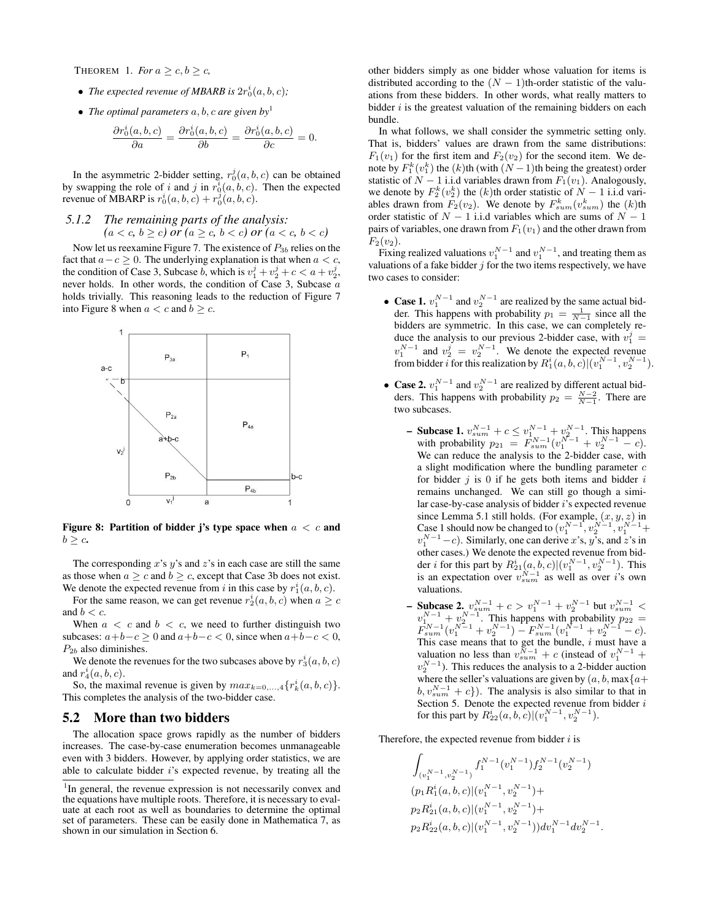THEOREM 1. *For $a \geq c, b \geq c$,*

- *The expected revenue of MBARB is $2r_0^i(a,b,c)$;*
- *The optimal parameters $a, b, c$ are given by*[1]

$$\frac{\partial r_0^i(a,b,c)}{\partial a} = \frac{\partial r_0^i(a,b,c)}{\partial b} = \frac{\partial r_0^i(a,b,c)}{\partial c} = 0.$$

In the asymmetric 2-bidder setting, $r_0^j(a,b,c)$ can be obtained by swapping the role of $i$ and $j$ in $r_0^i(a,b,c)$. Then the expected revenue of MBARP is $r_0^i(a,b,c) + r_0^j(a,b,c)$.

### 5.1.2 The remaining parts of the analysis: ($a < c$, $b \geq c$) or ($a \geq c$, $b < c$) or ($a < c$, $b < c$)

Now let us reexamine Figure 7. The existence of $P_{3b}$ relies on the fact that $a - c \geq 0$. The underlying explanation is that when $a < c$, the condition of Case 3, Subcase $b$, which is $v_1^j + v_2^j + c < a + v_2^j$, never holds. In other words, the condition of Case 3, Subcase $a$ holds trivially. This reasoning leads to the reduction of Figure 7 into Figure 8 when $a < c$ and $b \geq c$.

**Figure 8: Partition of bidder j's type space when $a < c$ and $b \geq c$.**

The corresponding $x$'s $y$'s and $z$'s in each case are still the same as those when $a \geq c$ and $b \geq c$, except that Case 3b does not exist. We denote the expected revenue from $i$ in this case by $r_1^i(a,b,c)$.

For the same reason, we can get revenue $r_2^i(a,b,c)$ when $a \geq c$ and $b < c$.

When $a < c$ and $b < c$, we need to further distinguish two subcases: $a+b-c \geq 0$ and $a+b-c < 0$, since when $a+b-c < 0$, $P_{2b}$ also diminishes.

We denote the revenues for the two subcases above by $r_3^i(a,b,c)$ and $r_4^i(a,b,c)$.

So, the maximal revenue is given by $max_{k=0,\ldots,4}\{r_k^i(a,b,c)\}$. This completes the analysis of the two-bidder case.

## 5.2 More than two bidders

The allocation space grows rapidly as the number of bidders increases. The case-by-case enumeration becomes unmanageable even with 3 bidders. However, by applying order statistics, we are able to calculate bidder $i$'s expected revenue, by treating all the other bidders simply as one bidder whose valuation for items is distributed according to the $(N-1)$th-order statistic of the valuations from these bidders. In other words, what really matters to bidder $i$ is the greatest valuation of the remaining bidders on each bundle.

In what follows, we shall consider the symmetric setting only. That is, bidders' values are drawn from the same distributions: $F_1(v_1)$ for the first item and $F_2(v_2)$ for the second item. We denote by $F_1^k(v_1^k)$ the $(k)$th (with $(N-1)$th being the greatest) order statistic of $N-1$ i.i.d variables drawn from $F_1(v_1)$. Analogously, we denote by $F_2^k(v_2^k)$ the $(k)$th order statistic of $N-1$ i.i.d variables drawn from $F_2(v_2)$. We denote by $F_{sum}^k(v_{sum}^k)$ the $(k)$th order statistic of $N-1$ i.i.d variables which are sums of $N-1$ pairs of variables, one drawn from $F_1(v_1)$ and the other drawn from $F_2(v_2)$.

Fixing realized valuations $v_1^{N-1}$ and $v_1^{N-1}$, and treating them as valuations of a fake bidder $j$ for the two items respectively, we have two cases to consider:

- **Case 1.** $v_1^{N-1}$ and $v_2^{N-1}$ are realized by the same actual bidder. This happens with probability $p_1 = \frac{1}{N-1}$ since all the bidders are symmetric. In this case, we can completely reduce the analysis to our previous 2-bidder case, with $v_1^j = v_1^{N-1}$ and $v_2^j = v_2^{N-1}$. We denote the expected revenue from bidder $i$ for this realization by $R_1^i(a,b,c)|(v_1^{N-1}, v_2^{N-1})$.
- **Case 2.** $v_1^{N-1}$ and $v_2^{N-1}$ are realized by different actual bidders. This happens with probability $p_2 = \frac{N-2}{N-1}$. There are two subcases.
  - **Subcase 1.** $v_{sum}^{N-1} + c \leq v_1^{N-1} + v_2^{N-1}$. This happens with probability $p_{21} = F_{sum}^{N-1}(v_1^{N-1} + v_2^{N-1} - c)$. We can reduce the analysis to the 2-bidder case, with a slight modification where the bundling parameter $c$ for bidder $j$ is 0 if he gets both items and bidder $i$ remains unchanged. We can still go though a similar case-by-case analysis of bidder $i$'s expected revenue since Lemma 5.1 still holds. (For example, $(x,y,z)$ in Case 1 should now be changed to $(v_1^{N-1}, v_2^{N-1}, v_1^{N-1} + v_1^{N-1} - c)$. Similarly, one can derive $x$'s, $y$'s, and $z$'s in other cases.) We denote the expected revenue from bidder $i$ for this part by $R_{21}^i(a,b,c)|(v_1^{N-1}, v_2^{N-1})$. This is an expectation over $v_{sum}^{N-1}$ as well as over $i$'s own valuations.
  - **Subcase 2.** $v_{sum}^{N-1} + c > v_1^{N-1} + v_2^{N-1}$ but $v_{sum}^{N-1} < v_1^{N-1} + v_2^{N-1}$. This happens with probability $p_{22} = F_{sum}^{N-1}(v_1^{N-1} + v_2^{N-1}) - F_{sum}^{N-1}(v_1^{N-1} + v_2^{N-1} - c)$. This case means that to get the bundle, $i$ must have a valuation no less than $v_{sum}^{N-1} + c$ (instead of $v_1^{N-1} + v_2^{N-1}$). This reduces the analysis to a 2-bidder auction where the seller's valuations are given by $(a, b, \max\{a + b, v_{sum}^{N-1} + c\})$. The analysis is also similar to that in Section 5. Denote the expected revenue from bidder $i$ for this part by $R_{22}^i(a,b,c)|(v_1^{N-1}, v_2^{N-1})$.

Therefore, the expected revenue from bidder $i$ is

$$\int_{(v_1^{N-1}, v_2^{N-1})} f_1^{N-1}(v_1^{N-1}) f_2^{N-1}(v_2^{N-1})$$
$$(p_1 R_1^i(a,b,c)|(v_1^{N-1}, v_2^{N-1}) +$$
$$p_2 R_{21}^i(a,b,c)|(v_1^{N-1}, v_2^{N-1}) +$$
$$p_2 R_{22}^i(a,b,c)|(v_1^{N-1}, v_2^{N-1})) dv_1^{N-1} dv_2^{N-1}.$$

---

[1] In general, the revenue expression is not necessarily convex and the equations have multiple roots. Therefore, it is necessary to evaluate at each root as well as boundaries to determine the optimal set of parameters. These can be easily done in Mathematica 7, as shown in our simulation in Section 6.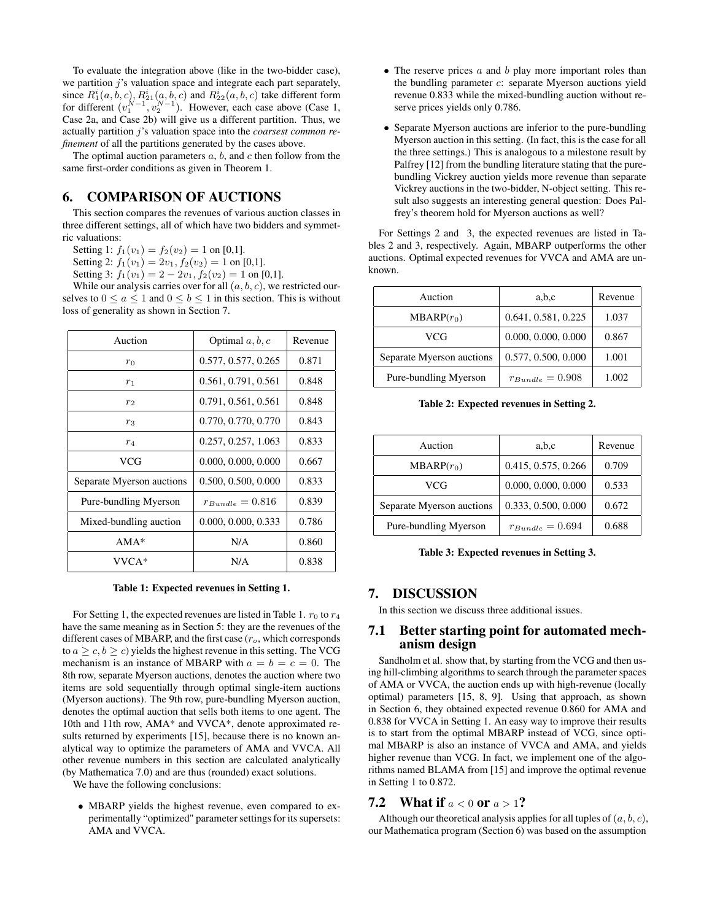To evaluate the integration above (like in the two-bidder case), we partition $j$'s valuation space and integrate each part separately, since $R_1^i(a,b,c)$, $R_{21}^i(a,b,c)$ and $R_{22}^i(a,b,c)$ take different form for different $(v_1^{N-1}, v_2^{N-1})$. However, each case above (Case 1, Case 2a, and Case 2b) will give us a different partition. Thus, we actually partition $j$'s valuation space into the *coarsest common refinement* of all the partitions generated by the cases above.

The optimal auction parameters $a$, $b$, and $c$ then follow from the same first-order conditions as given in Theorem 1.

## 6. COMPARISON OF AUCTIONS

This section compares the revenues of various auction classes in three different settings, all of which have two bidders and symmetric valuations:

Setting 1: $f_1(v_1) = f_2(v_2) = 1$ on [0,1].

Setting 2: $f_1(v_1) = 2v_1, f_2(v_2) = 1$ on [0,1].

Setting 3: $f_1(v_1) = 2 - 2v_1, f_2(v_2) = 1$ on [0,1].

While our analysis carries over for all $(a, b, c)$, we restricted ourselves to $0 \leq a \leq 1$ and $0 \leq b \leq 1$ in this section. This is without loss of generality as shown in Section 7.

| Auction | Optimal $a, b, c$ | Revenue |
|---|---|---|
| $r_0$ | 0.577, 0.577, 0.265 | 0.871 |
| $r_1$ | 0.561, 0.791, 0.561 | 0.848 |
| $r_2$ | 0.791, 0.561, 0.561 | 0.848 |
| $r_3$ | 0.770, 0.770, 0.770 | 0.843 |
| $r_4$ | 0.257, 0.257, 1.063 | 0.833 |
| VCG | 0.000, 0.000, 0.000 | 0.667 |
| Separate Myerson auctions | 0.500, 0.500, 0.000 | 0.833 |
| Pure-bundling Myerson | $r_{Bundle} = 0.816$ | 0.839 |
| Mixed-bundling auction | 0.000, 0.000, 0.333 | 0.786 |
| AMA* | N/A | 0.860 |
| VVCA* | N/A | 0.838 |

**Table 1: Expected revenues in Setting 1.**

For Setting 1, the expected revenues are listed in Table 1. $r_0$ to $r_4$ have the same meaning as in Section 5: they are the revenues of the different cases of MBARP, and the first case ($r_o$, which corresponds to $a \geq c, b \geq c$) yields the highest revenue in this setting. The VCG mechanism is an instance of MBARP with $a = b = c = 0$. The 8th row, separate Myerson auctions, denotes the auction where two items are sold sequentially through optimal single-item auctions (Myerson auctions). The 9th row, pure-bundling Myerson auction, denotes the optimal auction that sells both items to one agent. The 10th and 11th row, AMA* and VVCA*, denote approximated results returned by experiments [15], because there is no known analytical way to optimize the parameters of AMA and VVCA. All other revenue numbers in this section are calculated analytically (by Mathematica 7.0) and are thus (rounded) exact solutions.

We have the following conclusions:

- MBARP yields the highest revenue, even compared to experimentally "optimized" parameter settings for its supersets: AMA and VVCA.
- The reserve prices $a$ and $b$ play more important roles than the bundling parameter $c$: separate Myerson auctions yield revenue 0.833 while the mixed-bundling auction without reserve prices yields only 0.786.
- Separate Myerson auctions are inferior to the pure-bundling Myerson auction in this setting. (In fact, this is the case for all the three settings.) This is analogous to a milestone result by Palfrey [12] from the bundling literature stating that the pure-bundling Vickrey auction yields more revenue than separate Vickrey auctions in the two-bidder, N-object setting. This result also suggests an interesting general question: Does Palfrey's theorem hold for Myerson auctions as well?

For Settings 2 and 3, the expected revenues are listed in Tables 2 and 3, respectively. Again, MBARP outperforms the other auctions. Optimal expected revenues for VVCA and AMA are unknown.

| Auction | a,b,c | Revenue |
|---|---|---|
| MBARP($r_0$) | 0.641, 0.581, 0.225 | 1.037 |
| VCG | 0.000, 0.000, 0.000 | 0.867 |
| Separate Myerson auctions | 0.577, 0.500, 0.000 | 1.001 |
| Pure-bundling Myerson | $r_{Bundle} = 0.908$ | 1.002 |

**Table 2: Expected revenues in Setting 2.**

| Auction | a,b,c | Revenue |
|---|---|---|
| MBARP($r_0$) | 0.415, 0.575, 0.266 | 0.709 |
| VCG | 0.000, 0.000, 0.000 | 0.533 |
| Separate Myerson auctions | 0.333, 0.500, 0.000 | 0.672 |
| Pure-bundling Myerson | $r_{Bundle} = 0.694$ | 0.688 |

**Table 3: Expected revenues in Setting 3.**

## 7. DISCUSSION

In this section we discuss three additional issues.

### 7.1 Better starting point for automated mechanism design

Sandholm et al. show that, by starting from the VCG and then using hill-climbing algorithms to search through the parameter spaces of AMA or VVCA, the auction ends up with high-revenue (locally optimal) parameters [15, 8, 9]. Using that approach, as shown in Section 6, they obtained expected revenue 0.860 for AMA and 0.838 for VVCA in Setting 1. An easy way to improve their results is to start from the optimal MBARP instead of VCG, since optimal MBARP is also an instance of VVCA and AMA, and yields higher revenue than VCG. In fact, we implement one of the algorithms named BLAMA from [15] and improve the optimal revenue in Setting 1 to 0.872.

### 7.2 What if $a < 0$ or $a > 1$?

Although our theoretical analysis applies for all tuples of $(a, b, c)$, our Mathematica program (Section 6) was based on the assumption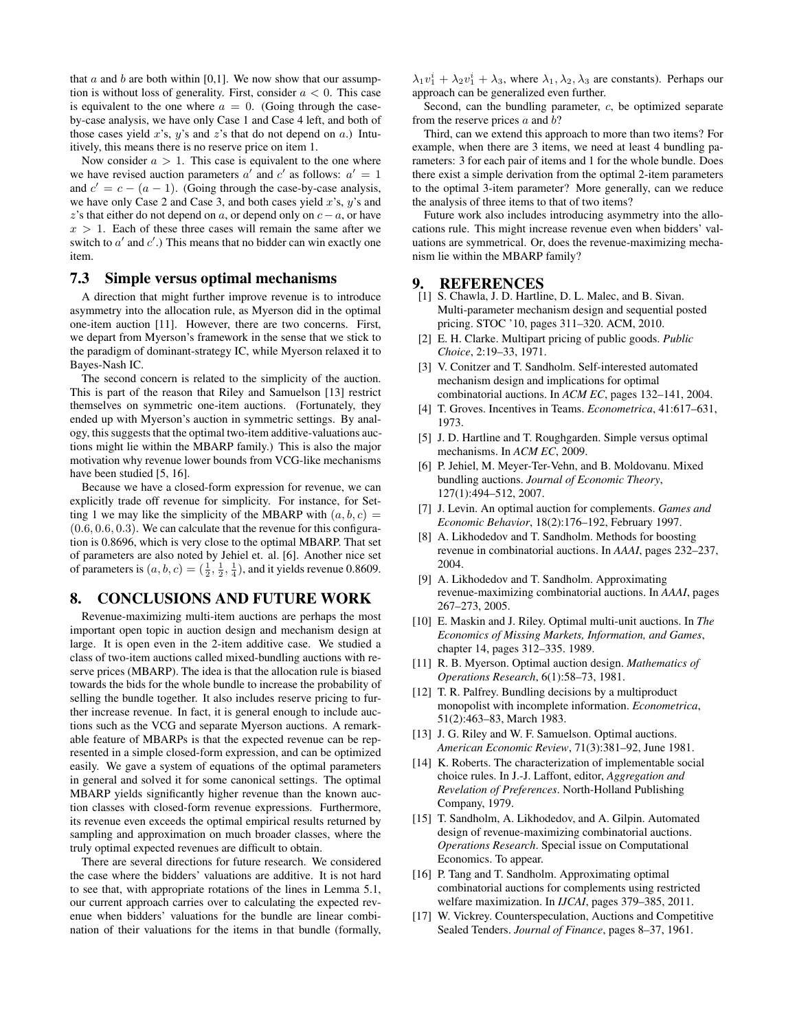that $a$ and $b$ are both within [0,1]. We now show that our assumption is without loss of generality. First, consider $a < 0$. This case is equivalent to the one where $a = 0$. (Going through the case-by-case analysis, we have only Case 1 and Case 4 left, and both of those cases yield $x$'s, $y$'s and $z$'s that do not depend on $a$.) Intuitively, this means there is no reserve price on item 1.

Now consider $a > 1$. This case is equivalent to the one where we have revised auction parameters $a'$ and $c'$ as follows: $a' = 1$ and $c' = c - (a - 1)$. (Going through the case-by-case analysis, we have only Case 2 and Case 3, and both cases yield $x$'s, $y$'s and $z$'s that either do not depend on $a$, or depend only on $c - a$, or have $x > 1$. Each of these three cases will remain the same after we switch to $a'$ and $c'$.) This means that no bidder can win exactly one item.

### 7.3 Simple versus optimal mechanisms

A direction that might further improve revenue is to introduce asymmetry into the allocation rule, as Myerson did in the optimal one-item auction [11]. However, there are two concerns. First, we depart from Myerson's framework in the sense that we stick to the paradigm of dominant-strategy IC, while Myerson relaxed it to Bayes-Nash IC.

The second concern is related to the simplicity of the auction. This is part of the reason that Riley and Samuelson [13] restrict themselves on symmetric one-item auctions. (Fortunately, they ended up with Myerson's auction in symmetric settings. By analogy, this suggests that the optimal two-item additive-valuations auctions might lie within the MBARP family.) This is also the major motivation why revenue lower bounds from VCG-like mechanisms have been studied [5, 16].

Because we have a closed-form expression for revenue, we can explicitly trade off revenue for simplicity. For instance, for Setting 1 we may like the simplicity of the MBARP with $(a, b, c) = (0.6, 0.6, 0.3)$. We can calculate that the revenue for this configuration is 0.8696, which is very close to the optimal MBARP. That set of parameters are also noted by Jehiel et. al. [6]. Another nice set of parameters is $(a, b, c) = (\frac{1}{2}, \frac{1}{2}, \frac{1}{4})$, and it yields revenue 0.8609.

## 8. CONCLUSIONS AND FUTURE WORK

Revenue-maximizing multi-item auctions are perhaps the most important open topic in auction design and mechanism design at large. It is open even in the 2-item additive case. We studied a class of two-item auctions called mixed-bundling auctions with reserve prices (MBARP). The idea is that the allocation rule is biased towards the bids for the whole bundle to increase the probability of selling the bundle together. It also includes reserve pricing to further increase revenue. In fact, it is general enough to include auctions such as the VCG and separate Myerson auctions. A remarkable feature of MBARPs is that the expected revenue can be represented in a simple closed-form expression, and can be optimized easily. We gave a system of equations of the optimal parameters in general and solved it for some canonical settings. The optimal MBARP yields significantly higher revenue than the known auction classes with closed-form revenue expressions. Furthermore, its revenue even exceeds the optimal empirical results returned by sampling and approximation on much broader classes, where the truly optimal expected revenues are difficult to obtain.

There are several directions for future research. We considered the case where the bidders' valuations are additive. It is not hard to see that, with appropriate rotations of the lines in Lemma 5.1, our current approach carries over to calculating the expected revenue when bidders' valuations for the bundle are linear combination of their valuations for the items in that bundle (formally, $\lambda_1 v_1^i + \lambda_2 v_1^i + \lambda_3$, where $\lambda_1, \lambda_2, \lambda_3$ are constants). Perhaps our approach can be generalized even further.

Second, can the bundling parameter, $c$, be optimized separate from the reserve prices $a$ and $b$?

Third, can we extend this approach to more than two items? For example, when there are 3 items, we need at least 4 bundling parameters: 3 for each pair of items and 1 for the whole bundle. Does there exist a simple derivation from the optimal 2-item parameters to the optimal 3-item parameter? More generally, can we reduce the analysis of three items to that of two items?

Future work also includes introducing asymmetry into the allocations rule. This might increase revenue even when bidders' valuations are symmetrical. Or, does the revenue-maximizing mechanism lie within the MBARP family?

## 9. REFERENCES

[1] S. Chawla, J. D. Hartline, D. L. Malec, and B. Sivan. Multi-parameter mechanism design and sequential posted pricing. STOC '10, pages 311–320. ACM, 2010.

[2] E. H. Clarke. Multipart pricing of public goods. *Public Choice*, 2:19–33, 1971.

[3] V. Conitzer and T. Sandholm. Self-interested automated mechanism design and implications for optimal combinatorial auctions. In *ACM EC*, pages 132–141, 2004.

[4] T. Groves. Incentives in Teams. *Econometrica*, 41:617–631, 1973.

[5] J. D. Hartline and T. Roughgarden. Simple versus optimal mechanisms. In *ACM EC*, 2009.

[6] P. Jehiel, M. Meyer-Ter-Vehn, and B. Moldovanu. Mixed bundling auctions. *Journal of Economic Theory*, 127(1):494–512, 2007.

[7] J. Levin. An optimal auction for complements. *Games and Economic Behavior*, 18(2):176–192, February 1997.

[8] A. Likhodedov and T. Sandholm. Methods for boosting revenue in combinatorial auctions. In *AAAI*, pages 232–237, 2004.

[9] A. Likhodedov and T. Sandholm. Approximating revenue-maximizing combinatorial auctions. In *AAAI*, pages 267–273, 2005.

[10] E. Maskin and J. Riley. Optimal multi-unit auctions. In *The Economics of Missing Markets, Information, and Games*, chapter 14, pages 312–335. 1989.

[11] R. B. Myerson. Optimal auction design. *Mathematics of Operations Research*, 6(1):58–73, 1981.

[12] T. R. Palfrey. Bundling decisions by a multiproduct monopolist with incomplete information. *Econometrica*, 51(2):463–83, March 1983.

[13] J. G. Riley and W. F. Samuelson. Optimal auctions. *American Economic Review*, 71(3):381–92, June 1981.

[14] K. Roberts. The characterization of implementable social choice rules. In J.-J. Laffont, editor, *Aggregation and Revelation of Preferences*. North-Holland Publishing Company, 1979.

[15] T. Sandholm, A. Likhodedov, and A. Gilpin. Automated design of revenue-maximizing combinatorial auctions. *Operations Research*. Special issue on Computational Economics. To appear.

[16] P. Tang and T. Sandholm. Approximating optimal combinatorial auctions for complements using restricted welfare maximization. In *IJCAI*, pages 379–385, 2011.

[17] W. Vickrey. Counterspeculation, Auctions and Competitive Sealed Tenders. *Journal of Finance*, pages 8–37, 1961.